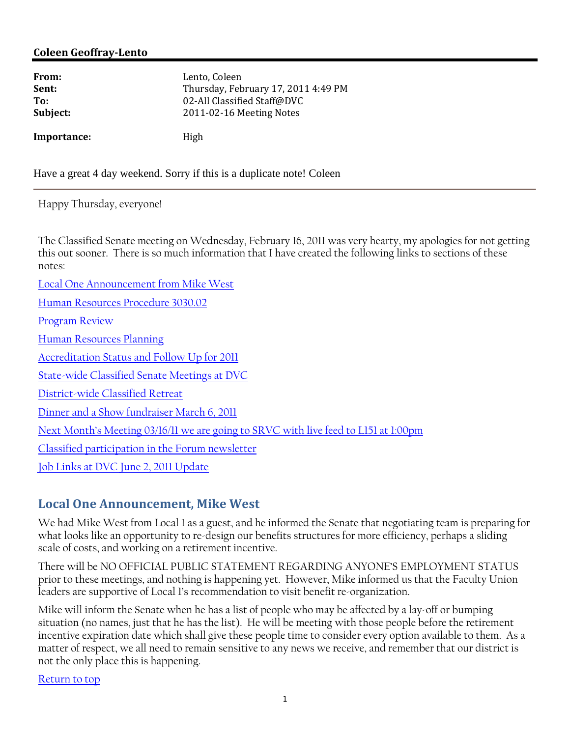**Coleen Geoffray-Lento**

| | |
|---|---|
| **From:** | Lento, Coleen |
| **Sent:** | Thursday, February 17, 2011 4:49 PM |
| **To:** | 02-All Classified Staff@DVC |
| **Subject:** | 2011-02-16 Meeting Notes |
| **Importance:** | High |

Have a great 4 day weekend. Sorry if this is a duplicate note! Coleen

---

Happy Thursday, everyone!

The Classified Senate meeting on Wednesday, February 16, 2011 was very hearty, my apologies for not getting this out sooner. There is so much information that I have created the following links to sections of these notes:

Local One Announcement from Mike West

Human Resources Procedure 3030.02

Program Review

Human Resources Planning

Accreditation Status and Follow Up for 2011

State-wide Classified Senate Meetings at DVC

District-wide Classified Retreat

Dinner and a Show fundraiser March 6, 2011

Next Month's Meeting 03/16/11 we are going to SRVC with live feed to L151 at 1:00pm

Classified participation in the Forum newsletter

Job Links at DVC June 2, 2011 Update

## Local One Announcement, Mike West

We had Mike West from Local 1 as a guest, and he informed the Senate that negotiating team is preparing for what looks like an opportunity to re-design our benefits structures for more efficiency, perhaps a sliding scale of costs, and working on a retirement incentive.

There will be NO OFFICIAL PUBLIC STATEMENT REGARDING ANYONE'S EMPLOYMENT STATUS prior to these meetings, and nothing is happening yet. However, Mike informed us that the Faculty Union leaders are supportive of Local 1's recommendation to visit benefit re-organization.

Mike will inform the Senate when he has a list of people who may be affected by a lay-off or bumping situation (no names, just that he has the list). He will be meeting with those people before the retirement incentive expiration date which shall give these people time to consider every option available to them. As a matter of respect, we all need to remain sensitive to any news we receive, and remember that our district is not the only place this is happening.

Return to top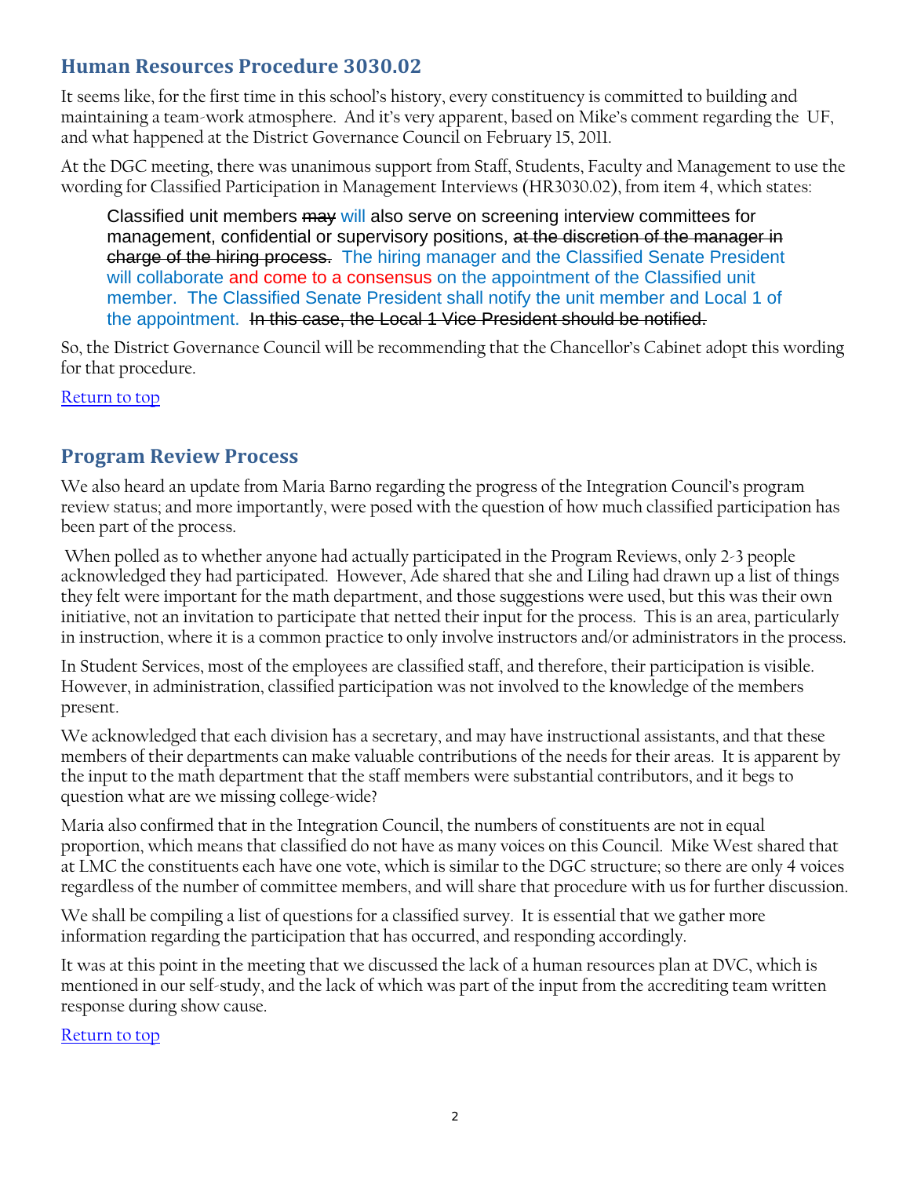## Human Resources Procedure 3030.02

It seems like, for the first time in this school's history, every constituency is committed to building and maintaining a team-work atmosphere. And it's very apparent, based on Mike's comment regarding the UF, and what happened at the District Governance Council on February 15, 2011.

At the DGC meeting, there was unanimous support from Staff, Students, Faculty and Management to use the wording for Classified Participation in Management Interviews (HR3030.02), from item 4, which states:

> Classified unit members ~~may~~ will also serve on screening interview committees for management, confidential or supervisory positions, ~~at the discretion of the manager in charge of the hiring process.~~ The hiring manager and the Classified Senate President will collaborate and come to a consensus on the appointment of the Classified unit member. The Classified Senate President shall notify the unit member and Local 1 of the appointment. ~~In this case, the Local 1 Vice President should be notified.~~

So, the District Governance Council will be recommending that the Chancellor's Cabinet adopt this wording for that procedure.

Return to top

## Program Review Process

We also heard an update from Maria Barno regarding the progress of the Integration Council's program review status; and more importantly, were posed with the question of how much classified participation has been part of the process.

When polled as to whether anyone had actually participated in the Program Reviews, only 2-3 people acknowledged they had participated. However, Ade shared that she and Liling had drawn up a list of things they felt were important for the math department, and those suggestions were used, but this was their own initiative, not an invitation to participate that netted their input for the process. This is an area, particularly in instruction, where it is a common practice to only involve instructors and/or administrators in the process.

In Student Services, most of the employees are classified staff, and therefore, their participation is visible. However, in administration, classified participation was not involved to the knowledge of the members present.

We acknowledged that each division has a secretary, and may have instructional assistants, and that these members of their departments can make valuable contributions of the needs for their areas. It is apparent by the input to the math department that the staff members were substantial contributors, and it begs to question what are we missing college-wide?

Maria also confirmed that in the Integration Council, the numbers of constituents are not in equal proportion, which means that classified do not have as many voices on this Council. Mike West shared that at LMC the constituents each have one vote, which is similar to the DGC structure; so there are only 4 voices regardless of the number of committee members, and will share that procedure with us for further discussion.

We shall be compiling a list of questions for a classified survey. It is essential that we gather more information regarding the participation that has occurred, and responding accordingly.

It was at this point in the meeting that we discussed the lack of a human resources plan at DVC, which is mentioned in our self-study, and the lack of which was part of the input from the accrediting team written response during show cause.

Return to top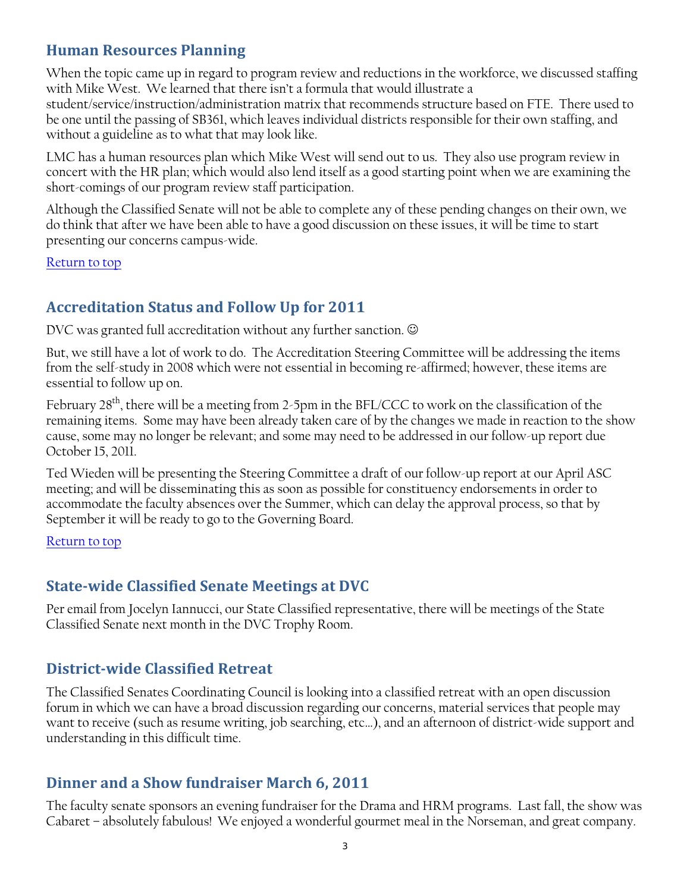## Human Resources Planning

When the topic came up in regard to program review and reductions in the workforce, we discussed staffing with Mike West. We learned that there isn't a formula that would illustrate a student/service/instruction/administration matrix that recommends structure based on FTE. There used to be one until the passing of SB361, which leaves individual districts responsible for their own staffing, and without a guideline as to what that may look like.

LMC has a human resources plan which Mike West will send out to us. They also use program review in concert with the HR plan; which would also lend itself as a good starting point when we are examining the short-comings of our program review staff participation.

Although the Classified Senate will not be able to complete any of these pending changes on their own, we do think that after we have been able to have a good discussion on these issues, it will be time to start presenting our concerns campus-wide.

Return to top

## Accreditation Status and Follow Up for 2011

DVC was granted full accreditation without any further sanction. ☺

But, we still have a lot of work to do. The Accreditation Steering Committee will be addressing the items from the self-study in 2008 which were not essential in becoming re-affirmed; however, these items are essential to follow up on.

February 28th, there will be a meeting from 2-5pm in the BFL/CCC to work on the classification of the remaining items. Some may have been already taken care of by the changes we made in reaction to the show cause, some may no longer be relevant; and some may need to be addressed in our follow-up report due October 15, 2011.

Ted Wieden will be presenting the Steering Committee a draft of our follow-up report at our April ASC meeting; and will be disseminating this as soon as possible for constituency endorsements in order to accommodate the faculty absences over the Summer, which can delay the approval process, so that by September it will be ready to go to the Governing Board.

Return to top

## State-wide Classified Senate Meetings at DVC

Per email from Jocelyn Iannucci, our State Classified representative, there will be meetings of the State Classified Senate next month in the DVC Trophy Room.

## District-wide Classified Retreat

The Classified Senates Coordinating Council is looking into a classified retreat with an open discussion forum in which we can have a broad discussion regarding our concerns, material services that people may want to receive (such as resume writing, job searching, etc…), and an afternoon of district-wide support and understanding in this difficult time.

## Dinner and a Show fundraiser March 6, 2011

The faculty senate sponsors an evening fundraiser for the Drama and HRM programs. Last fall, the show was Cabaret – absolutely fabulous! We enjoyed a wonderful gourmet meal in the Norseman, and great company.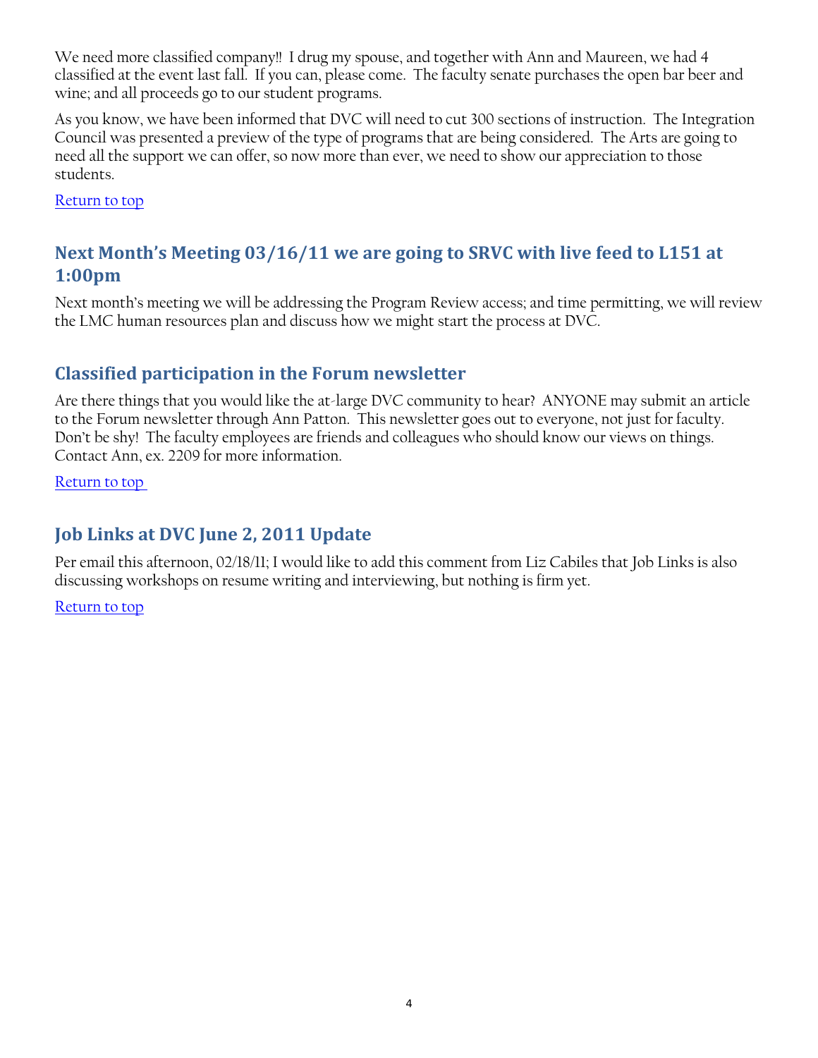We need more classified company!! I drug my spouse, and together with Ann and Maureen, we had 4 classified at the event last fall. If you can, please come. The faculty senate purchases the open bar beer and wine; and all proceeds go to our student programs.

As you know, we have been informed that DVC will need to cut 300 sections of instruction. The Integration Council was presented a preview of the type of programs that are being considered. The Arts are going to need all the support we can offer, so now more than ever, we need to show our appreciation to those students.

Return to top

## Next Month's Meeting 03/16/11 we are going to SRVC with live feed to L151 at 1:00pm

Next month's meeting we will be addressing the Program Review access; and time permitting, we will review the LMC human resources plan and discuss how we might start the process at DVC.

## Classified participation in the Forum newsletter

Are there things that you would like the at-large DVC community to hear? ANYONE may submit an article to the Forum newsletter through Ann Patton. This newsletter goes out to everyone, not just for faculty. Don't be shy! The faculty employees are friends and colleagues who should know our views on things. Contact Ann, ex. 2209 for more information.

Return to top

## Job Links at DVC June 2, 2011 Update

Per email this afternoon, 02/18/11; I would like to add this comment from Liz Cabiles that Job Links is also discussing workshops on resume writing and interviewing, but nothing is firm yet.

Return to top